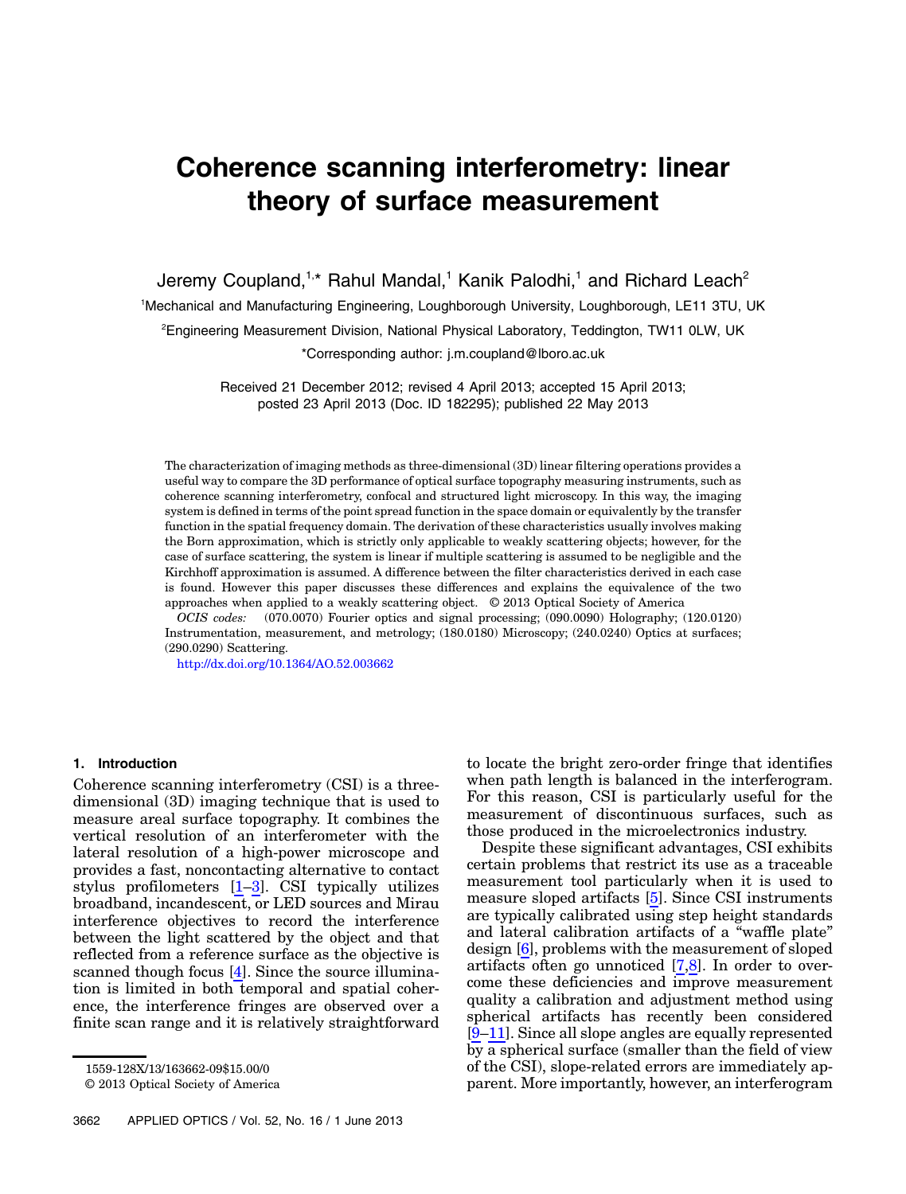# Coherence scanning interferometry: linear theory of surface measurement

Jeremy Coupland,[1,*] Rahul Mandal,[1] Kanik Palodhi,[1] and Richard Leach[2]

[1]Mechanical and Manufacturing Engineering, Loughborough University, Loughborough, LE11 3TU, UK

[2]Engineering Measurement Division, National Physical Laboratory, Teddington, TW11 0LW, UK

*Corresponding author: j.m.coupland@lboro.ac.uk

Received 21 December 2012; revised 4 April 2013; accepted 15 April 2013; posted 23 April 2013 (Doc. ID 182295); published 22 May 2013

The characterization of imaging methods as three-dimensional (3D) linear filtering operations provides a useful way to compare the 3D performance of optical surface topography measuring instruments, such as coherence scanning interferometry, confocal and structured light microscopy. In this way, the imaging system is defined in terms of the point spread function in the space domain or equivalently by the transfer function in the spatial frequency domain. The derivation of these characteristics usually involves making the Born approximation, which is strictly only applicable to weakly scattering objects; however, for the case of surface scattering, the system is linear if multiple scattering is assumed to be negligible and the Kirchhoff approximation is assumed. A difference between the filter characteristics derived in each case is found. However this paper discusses these differences and explains the equivalence of the two approaches when applied to a weakly scattering object. © 2013 Optical Society of America

*OCIS codes:* (070.0070) Fourier optics and signal processing; (090.0090) Holography; (120.0120) Instrumentation, measurement, and metrology; (180.0180) Microscopy; (240.0240) Optics at surfaces; (290.0290) Scattering.

http://dx.doi.org/10.1364/AO.52.003662

## 1. Introduction

Coherence scanning interferometry (CSI) is a three-dimensional (3D) imaging technique that is used to measure areal surface topography. It combines the vertical resolution of an interferometer with the lateral resolution of a high-power microscope and provides a fast, noncontacting alternative to contact stylus profilometers [1–3]. CSI typically utilizes broadband, incandescent, or LED sources and Mirau interference objectives to record the interference between the light scattered by the object and that reflected from a reference surface as the objective is scanned though focus [4]. Since the source illumination is limited in both temporal and spatial coherence, the interference fringes are observed over a finite scan range and it is relatively straightforward to locate the bright zero-order fringe that identifies when path length is balanced in the interferogram. For this reason, CSI is particularly useful for the measurement of discontinuous surfaces, such as those produced in the microelectronics industry.

Despite these significant advantages, CSI exhibits certain problems that restrict its use as a traceable measurement tool particularly when it is used to measure sloped artifacts [5]. Since CSI instruments are typically calibrated using step height standards and lateral calibration artifacts of a "waffle plate" design [6], problems with the measurement of sloped artifacts often go unnoticed [7,8]. In order to overcome these deficiencies and improve measurement quality a calibration and adjustment method using spherical artifacts has recently been considered [9–11]. Since all slope angles are equally represented by a spherical surface (smaller than the field of view of the CSI), slope-related errors are immediately apparent. More importantly, however, an interferogram

1559-128X/13/163662-09$15.00/0
© 2013 Optical Society of America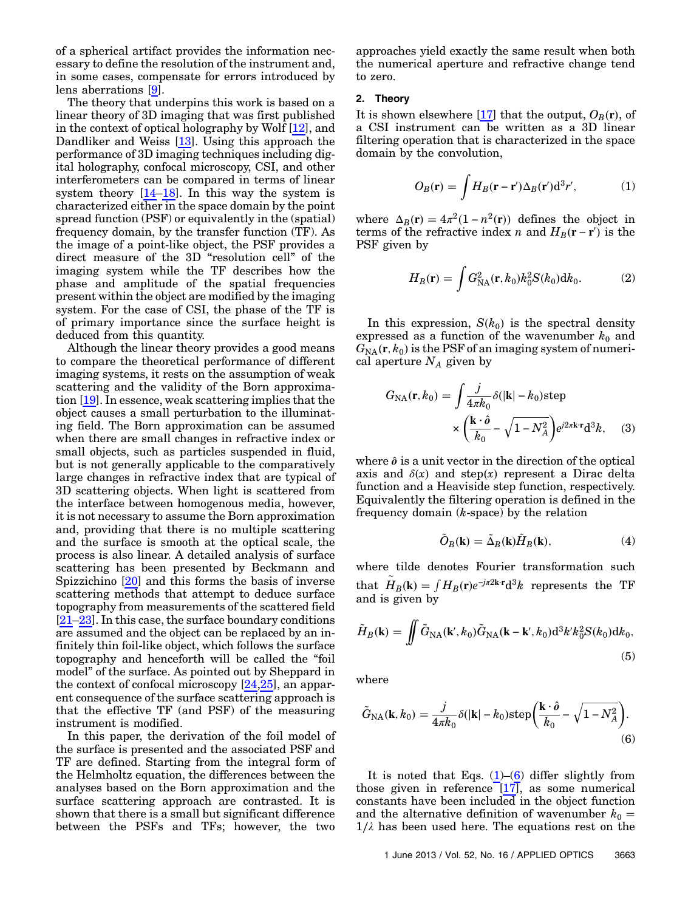of a spherical artifact provides the information necessary to define the resolution of the instrument and, in some cases, compensate for errors introduced by lens aberrations [9].

The theory that underpins this work is based on a linear theory of 3D imaging that was first published in the context of optical holography by Wolf [12], and Dandliker and Weiss [13]. Using this approach the performance of 3D imaging techniques including digital holography, confocal microscopy, CSI, and other interferometers can be compared in terms of linear system theory [14–18]. In this way the system is characterized either in the space domain by the point spread function (PSF) or equivalently in the (spatial) frequency domain, by the transfer function (TF). As the image of a point-like object, the PSF provides a direct measure of the 3D "resolution cell" of the imaging system while the TF describes how the phase and amplitude of the spatial frequencies present within the object are modified by the imaging system. For the case of CSI, the phase of the TF is of primary importance since the surface height is deduced from this quantity.

Although the linear theory provides a good means to compare the theoretical performance of different imaging systems, it rests on the assumption of weak scattering and the validity of the Born approximation [19]. In essence, weak scattering implies that the object causes a small perturbation to the illuminating field. The Born approximation can be assumed when there are small changes in refractive index or small objects, such as particles suspended in fluid, but is not generally applicable to the comparatively large changes in refractive index that are typical of 3D scattering objects. When light is scattered from the interface between homogenous media, however, it is not necessary to assume the Born approximation and, providing that there is no multiple scattering and the surface is smooth at the optical scale, the process is also linear. A detailed analysis of surface scattering has been presented by Beckmann and Spizzichino [20] and this forms the basis of inverse scattering methods that attempt to deduce surface topography from measurements of the scattered field [21–23]. In this case, the surface boundary conditions are assumed and the object can be replaced by an infinitely thin foil-like object, which follows the surface topography and henceforth will be called the "foil model" of the surface. As pointed out by Sheppard in the context of confocal microscopy [24,25], an apparent consequence of the surface scattering approach is that the effective TF (and PSF) of the measuring instrument is modified.

In this paper, the derivation of the foil model of the surface is presented and the associated PSF and TF are defined. Starting from the integral form of the Helmholtz equation, the differences between the analyses based on the Born approximation and the surface scattering approach are contrasted. It is shown that there is a small but significant difference between the PSFs and TFs; however, the two approaches yield exactly the same result when both the numerical aperture and refractive change tend to zero.

## 2. Theory

It is shown elsewhere [17] that the output, $O_B(\mathbf{r})$, of a CSI instrument can be written as a 3D linear filtering operation that is characterized in the space domain by the convolution,

$$O_B(\mathbf{r}) = \int H_B(\mathbf{r}-\mathbf{r}')\Delta_B(\mathbf{r}')\mathrm{d}^3 r', \qquad (1)$$

where $\Delta_B(\mathbf{r}) = 4\pi^2(1-n^2(\mathbf{r}))$ defines the object in terms of the refractive index $n$ and $H_B(\mathbf{r}-\mathbf{r}')$ is the PSF given by

$$H_B(\mathbf{r}) = \int G^2_{\mathrm{NA}}(\mathbf{r},k_0)k_0^2 S(k_0)\mathrm{d}k_0. \qquad (2)$$

In this expression, $S(k_0)$ is the spectral density expressed as a function of the wavenumber $k_0$ and $G_{\mathrm{NA}}(\mathbf{r},k_0)$ is the PSF of an imaging system of numerical aperture $N_A$ given by

$$G_{\mathrm{NA}}(\mathbf{r},k_0) = \int \frac{j}{4\pi k_0}\delta(|\mathbf{k}|-k_0)\mathrm{step}\left(\frac{\mathbf{k}\cdot\hat{\boldsymbol{o}}}{k_0} - \sqrt{1-N_A^2}\right)e^{j2\pi\mathbf{k}\cdot\mathbf{r}}\mathrm{d}^3 k, \qquad (3)$$

where $\hat{\boldsymbol{o}}$ is a unit vector in the direction of the optical axis and $\delta(x)$ and $\mathrm{step}(x)$ represent a Dirac delta function and a Heaviside step function, respectively. Equivalently the filtering operation is defined in the frequency domain ($k$-space) by the relation

$$\tilde{O}_B(\mathbf{k}) = \tilde{\Delta}_B(\mathbf{k})\tilde{H}_B(\mathbf{k}), \qquad (4)$$

where tilde denotes Fourier transformation such that $\tilde{H}_B(\mathbf{k}) = \int H_B(\mathbf{r})e^{-j\pi 2\mathbf{k}\cdot\mathbf{r}}\mathrm{d}^3 k$ represents the TF and is given by

$$\tilde{H}_B(\mathbf{k}) = \iint \tilde{G}_{\mathrm{NA}}(\mathbf{k}',k_0)\tilde{G}_{\mathrm{NA}}(\mathbf{k}-\mathbf{k}',k_0)\mathrm{d}^3 k' k_0^2 S(k_0)\mathrm{d}k_0, \qquad (5)$$

where

$$\tilde{G}_{\mathrm{NA}}(\mathbf{k},k_0) = \frac{j}{4\pi k_0}\delta(|\mathbf{k}|-k_0)\mathrm{step}\left(\frac{\mathbf{k}\cdot\hat{\boldsymbol{o}}}{k_0} - \sqrt{1-N_A^2}\right). \qquad (6)$$

It is noted that Eqs. (1)–(6) differ slightly from those given in reference [17], as some numerical constants have been included in the object function and the alternative definition of wavenumber $k_0 = 1/\lambda$ has been used here. The equations rest on the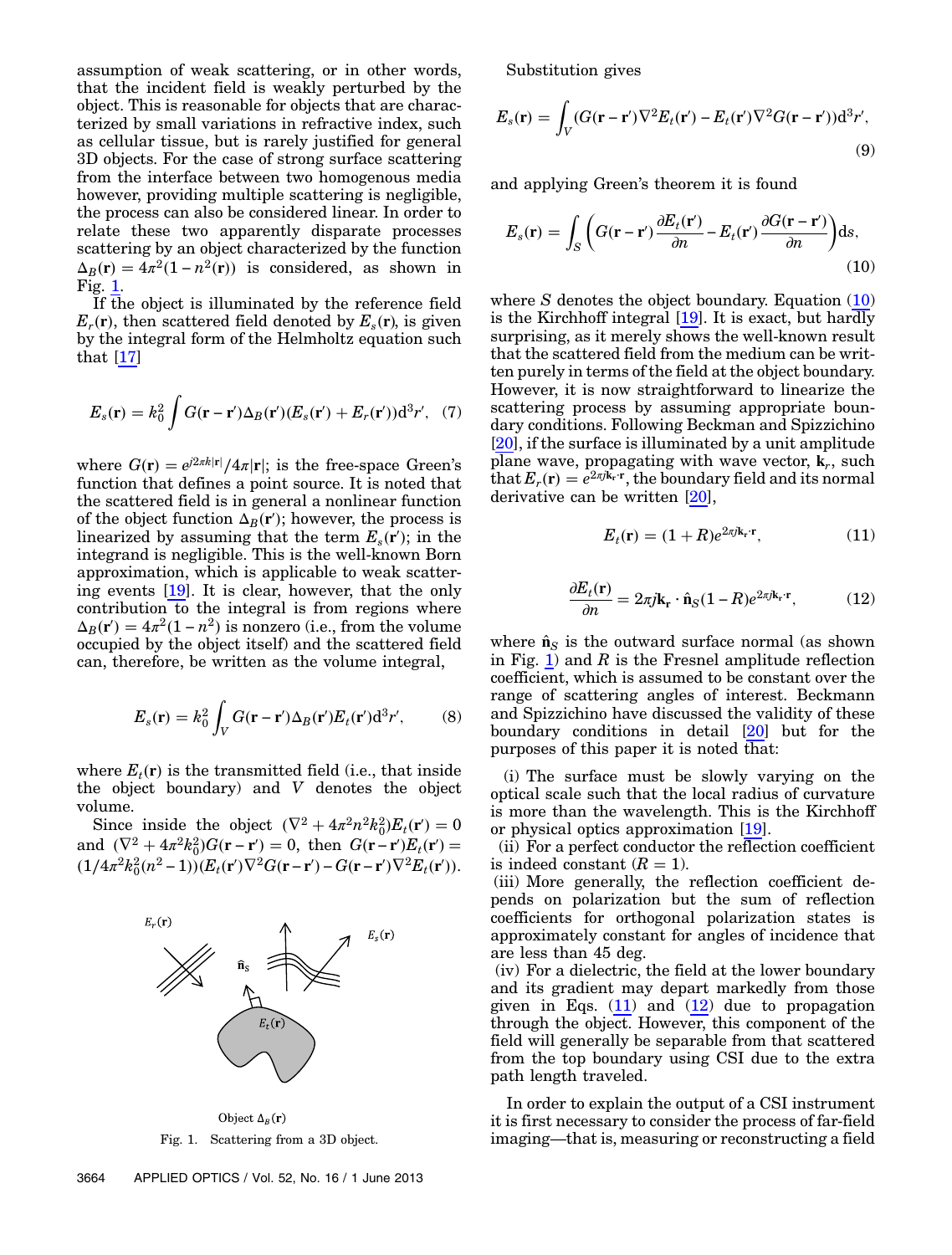assumption of weak scattering, or in other words, that the incident field is weakly perturbed by the object. This is reasonable for objects that are characterized by small variations in refractive index, such as cellular tissue, but is rarely justified for general 3D objects. For the case of strong surface scattering from the interface between two homogenous media however, providing multiple scattering is negligible, the process can also be considered linear. In order to relate these two apparently disparate processes scattering by an object characterized by the function $\Delta_B(\mathbf{r}) = 4\pi^2(1 - n^2(\mathbf{r}))$ is considered, as shown in Fig. 1.

If the object is illuminated by the reference field $E_r(\mathbf{r})$, then scattered field denoted by $E_s(\mathbf{r})$, is given by the integral form of the Helmholtz equation such that [17]

$$E_s(\mathbf{r}) = k_0^2 \int G(\mathbf{r} - \mathbf{r}')\Delta_B(\mathbf{r}')(E_s(\mathbf{r}') + E_r(\mathbf{r}'))\mathrm{d}^3r', \quad (7)$$

where $G(\mathbf{r}) = e^{j2\pi k|\mathbf{r}|}/4\pi|\mathbf{r}|$; is the free-space Green's function that defines a point source. It is noted that the scattered field is in general a nonlinear function of the object function $\Delta_B(\mathbf{r}')$; however, the process is linearized by assuming that the term $E_s(\mathbf{r}')$; in the integrand is negligible. This is the well-known Born approximation, which is applicable to weak scattering events [19]. It is clear, however, that the only contribution to the integral is from regions where $\Delta_B(\mathbf{r}') = 4\pi^2(1 - n^2)$ is nonzero (i.e., from the volume occupied by the object itself) and the scattered field can, therefore, be written as the volume integral,

$$E_s(\mathbf{r}) = k_0^2 \int_V G(\mathbf{r} - \mathbf{r}')\Delta_B(\mathbf{r}')E_t(\mathbf{r}')\mathrm{d}^3r', \quad (8)$$

where $E_t(\mathbf{r})$ is the transmitted field (i.e., that inside the object boundary) and $V$ denotes the object volume.

Since inside the object $(\nabla^2 + 4\pi^2 n^2 k_0^2)E_t(\mathbf{r}') = 0$ and $(\nabla^2 + 4\pi^2 k_0^2)G(\mathbf{r} - \mathbf{r}') = 0$, then $G(\mathbf{r} - \mathbf{r}')E_t(\mathbf{r}') = (1/4\pi^2 k_0^2(n^2 - 1))(E_t(\mathbf{r}')\nabla^2 G(\mathbf{r} - \mathbf{r}') - G(\mathbf{r} - \mathbf{r}')\nabla^2 E_t(\mathbf{r}'))$.

Fig. 1. Scattering from a 3D object.

Substitution gives

$$E_s(\mathbf{r}) = \int_V (G(\mathbf{r} - \mathbf{r}')\nabla^2 E_t(\mathbf{r}') - E_t(\mathbf{r}')\nabla^2 G(\mathbf{r} - \mathbf{r}'))\mathrm{d}^3r', \quad (9)$$

and applying Green's theorem it is found

$$E_s(\mathbf{r}) = \int_S \left( G(\mathbf{r} - \mathbf{r}') \frac{\partial E_t(\mathbf{r}')}{\partial n} - E_t(\mathbf{r}') \frac{\partial G(\mathbf{r} - \mathbf{r}')}{\partial n} \right) \mathrm{d}s, \quad (10)$$

where $S$ denotes the object boundary. Equation (10) is the Kirchhoff integral [19]. It is exact, but hardly surprising, as it merely shows the well-known result that the scattered field from the medium can be written purely in terms of the field at the object boundary. However, it is now straightforward to linearize the scattering process by assuming appropriate boundary conditions. Following Beckman and Spizzichino [20], if the surface is illuminated by a unit amplitude plane wave, propagating with wave vector, $\mathbf{k}_r$, such that $E_r(\mathbf{r}) = e^{2\pi j \mathbf{k}_r \cdot \mathbf{r}}$, the boundary field and its normal derivative can be written [20],

$$E_t(\mathbf{r}) = (1 + R)e^{2\pi j \mathbf{k}_r \cdot \mathbf{r}}, \quad (11)$$

$$\frac{\partial E_t(\mathbf{r})}{\partial n} = 2\pi j \mathbf{k}_r \cdot \hat{\mathbf{n}}_S (1 - R)e^{2\pi j \mathbf{k}_r \cdot \mathbf{r}}, \quad (12)$$

where $\hat{\mathbf{n}}_S$ is the outward surface normal (as shown in Fig. 1) and $R$ is the Fresnel amplitude reflection coefficient, which is assumed to be constant over the range of scattering angles of interest. Beckmann and Spizzichino have discussed the validity of these boundary conditions in detail [20] but for the purposes of this paper it is noted that:

(i) The surface must be slowly varying on the optical scale such that the local radius of curvature is more than the wavelength. This is the Kirchhoff or physical optics approximation [19].
(ii) For a perfect conductor the reflection coefficient is indeed constant ($R = 1$).
(iii) More generally, the reflection coefficient depends on polarization but the sum of reflection coefficients for orthogonal polarization states is approximately constant for angles of incidence that are less than 45 deg.
(iv) For a dielectric, the field at the lower boundary and its gradient may depart markedly from those given in Eqs. (11) and (12) due to propagation through the object. However, this component of the field will generally be separable from that scattered from the top boundary using CSI due to the extra path length traveled.

In order to explain the output of a CSI instrument it is first necessary to consider the process of far-field imaging—that is, measuring or reconstructing a field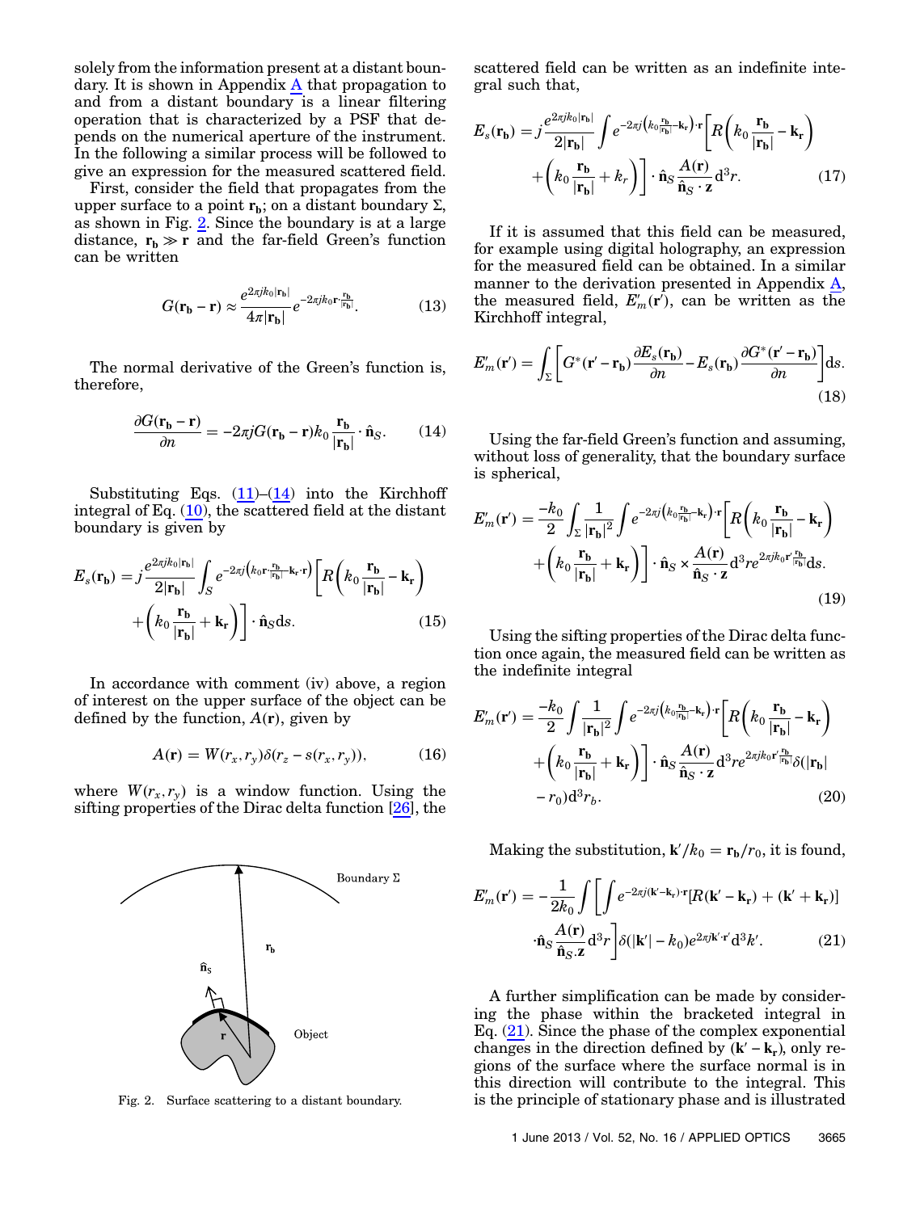solely from the information present at a distant boundary. It is shown in Appendix A that propagation to and from a distant boundary is a linear filtering operation that is characterized by a PSF that depends on the numerical aperture of the instrument. In the following a similar process will be followed to give an expression for the measured scattered field.

First, consider the field that propagates from the upper surface to a point $\mathbf{r_b}$; on a distant boundary $\Sigma$, as shown in Fig. 2. Since the boundary is at a large distance, $\mathbf{r_b} \gg \mathbf{r}$ and the far-field Green's function can be written

$$G(\mathbf{r_b} - \mathbf{r}) \approx \frac{e^{2\pi j k_0 |\mathbf{r_b}|}}{4\pi |\mathbf{r_b}|} e^{-2\pi j k_0 \mathbf{r} \cdot \frac{\mathbf{r_b}}{|\mathbf{r_b}|}}. \tag{13}$$

The normal derivative of the Green's function is, therefore,

$$\frac{\partial G(\mathbf{r_b} - \mathbf{r})}{\partial n} = -2\pi j G(\mathbf{r_b} - \mathbf{r}) k_0 \frac{\mathbf{r_b}}{|\mathbf{r_b}|} \cdot \hat{\mathbf{n}}_S. \tag{14}$$

Substituting Eqs. (11)–(14) into the Kirchhoff integral of Eq. (10), the scattered field at the distant boundary is given by

$$E_s(\mathbf{r_b}) = j \frac{e^{2\pi j k_0 |\mathbf{r_b}|}}{2|\mathbf{r_b}|} \int_S e^{-2\pi j \left(k_0 \mathbf{r} \cdot \frac{\mathbf{r_b}}{|\mathbf{r_b}|} - \mathbf{k_r} \cdot \mathbf{r}\right)} \left[ R\left(k_0 \frac{\mathbf{r_b}}{|\mathbf{r_b}|} - \mathbf{k_r}\right) + \left(k_0 \frac{\mathbf{r_b}}{|\mathbf{r_b}|} + \mathbf{k_r}\right) \right] \cdot \hat{\mathbf{n}}_S \mathrm{d}s. \tag{15}$$

In accordance with comment (iv) above, a region of interest on the upper surface of the object can be defined by the function, $A(\mathbf{r})$, given by

$$A(\mathbf{r}) = W(r_x, r_y) \delta(r_z - s(r_x, r_y)), \tag{16}$$

where $W(r_x, r_y)$ is a window function. Using the sifting properties of the Dirac delta function [26], the scattered field can be written as an indefinite integral such that,

$$E_s(\mathbf{r_b}) = j \frac{e^{2\pi j k_0 |\mathbf{r_b}|}}{2|\mathbf{r_b}|} \int e^{-2\pi j \left(k_0 \frac{\mathbf{r_b}}{|\mathbf{r_b}|} - \mathbf{k_r}\right) \cdot \mathbf{r}} \left[ R\left(k_0 \frac{\mathbf{r_b}}{|\mathbf{r_b}|} - \mathbf{k_r}\right) + \left(k_0 \frac{\mathbf{r_b}}{|\mathbf{r_b}|} + k_r\right) \right] \cdot \hat{\mathbf{n}}_S \frac{A(\mathbf{r})}{\hat{\mathbf{n}}_S \cdot \mathbf{z}} \mathrm{d}^3 r. \tag{17}$$

If it is assumed that this field can be measured, for example using digital holography, an expression for the measured field can be obtained. In a similar manner to the derivation presented in Appendix A, the measured field, $E'_m(\mathbf{r}')$, can be written as the Kirchhoff integral,

$$E'_m(\mathbf{r}') = \int_\Sigma \left[ G^*(\mathbf{r}' - \mathbf{r_b}) \frac{\partial E_s(\mathbf{r_b})}{\partial n} - E_s(\mathbf{r_b}) \frac{\partial G^*(\mathbf{r}' - \mathbf{r_b})}{\partial n} \right] \mathrm{d}s. \tag{18}$$

Using the far-field Green's function and assuming, without loss of generality, that the boundary surface is spherical,

$$E'_m(\mathbf{r}') = \frac{-k_0}{2} \int_\Sigma \frac{1}{|\mathbf{r_b}|^2} \int e^{-2\pi j \left(k_0 \frac{\mathbf{r_b}}{|\mathbf{r_b}|} - \mathbf{k_r}\right) \cdot \mathbf{r}} \left[ R\left(k_0 \frac{\mathbf{r_b}}{|\mathbf{r_b}|} - \mathbf{k_r}\right) + \left(k_0 \frac{\mathbf{r_b}}{|\mathbf{r_b}|} + \mathbf{k_r}\right) \right] \cdot \hat{\mathbf{n}}_S \times \frac{A(\mathbf{r})}{\hat{\mathbf{n}}_S \cdot \mathbf{z}} \mathrm{d}^3 r e^{2\pi j k_0 \mathbf{r}' \cdot \frac{\mathbf{r_b}}{|\mathbf{r_b}|}} \mathrm{d}s. \tag{19}$$

Using the sifting properties of the Dirac delta function once again, the measured field can be written as the indefinite integral

$$E'_m(\mathbf{r}') = \frac{-k_0}{2} \int \frac{1}{|\mathbf{r_b}|^2} \int e^{-2\pi j \left(k_0 \frac{\mathbf{r_b}}{|\mathbf{r_b}|} - \mathbf{k_r}\right) \cdot \mathbf{r}} \left[ R\left(k_0 \frac{\mathbf{r_b}}{|\mathbf{r_b}|} - \mathbf{k_r}\right) + \left(k_0 \frac{\mathbf{r_b}}{|\mathbf{r_b}|} + \mathbf{k_r}\right) \right] \cdot \hat{\mathbf{n}}_S \frac{A(\mathbf{r})}{\hat{\mathbf{n}}_S \cdot \mathbf{z}} \mathrm{d}^3 r e^{2\pi j k_0 \mathbf{r}' \cdot \frac{\mathbf{r_b}}{|\mathbf{r_b}|}} \delta(|\mathbf{r_b}| - r_0) \mathrm{d}^3 r_b. \tag{20}$$

Making the substitution, $\mathbf{k}'/k_0 = \mathbf{r_b}/r_0$, it is found,

$$E'_m(\mathbf{r}') = -\frac{1}{2k_0} \int \left[ \int e^{-2\pi j (\mathbf{k}' - \mathbf{k_r}) \cdot \mathbf{r}} [R(\mathbf{k}' - \mathbf{k_r}) + (\mathbf{k}' + \mathbf{k_r})] \cdot \hat{\mathbf{n}}_S \frac{A(\mathbf{r})}{\hat{\mathbf{n}}_S . \mathbf{z}} \mathrm{d}^3 r \right] \delta(|\mathbf{k}'| - k_0) e^{2\pi j \mathbf{k}' \cdot \mathbf{r}'} \mathrm{d}^3 k'. \tag{21}$$

A further simplification can be made by considering the phase within the bracketed integral in Eq. (21). Since the phase of the complex exponential changes in the direction defined by $(\mathbf{k}' - \mathbf{k_r})$, only regions of the surface where the surface normal is in this direction will contribute to the integral. This is the principle of stationary phase and is illustrated

Fig. 2. Surface scattering to a distant boundary.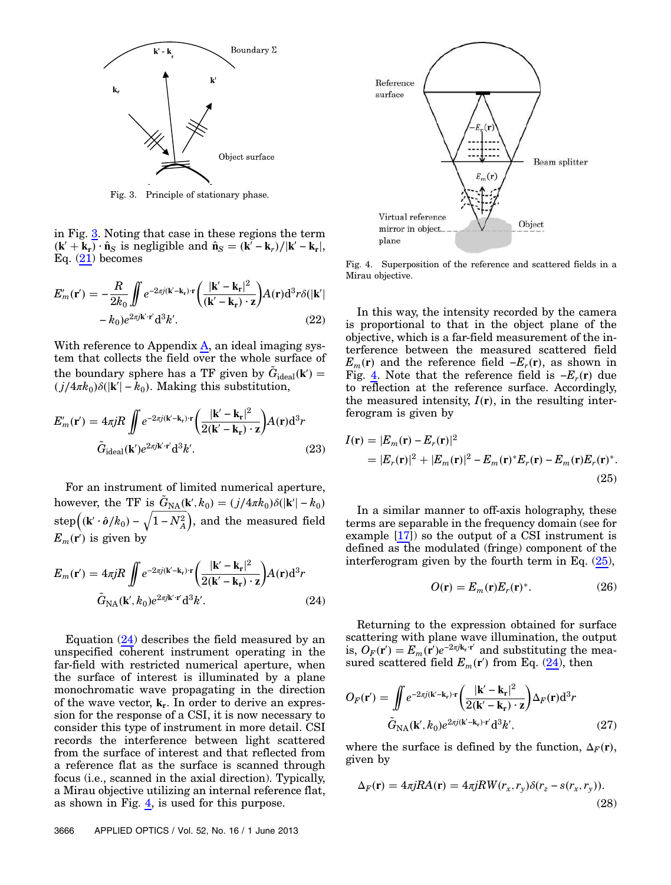Fig. 3. Principle of stationary phase.

in Fig. 3. Noting that case in these regions the term $(\mathbf{k}' + \mathbf{k_r}) \cdot \hat{\mathbf{n}}_S$ is negligible and $\hat{\mathbf{n}}_S = (\mathbf{k}' - \mathbf{k}_r)/|\mathbf{k}' - \mathbf{k_r}|$, Eq. (21) becomes

$$E'_m(\mathbf{r}') = -\frac{R}{2k_0} \iint e^{-2\pi j(\mathbf{k}'-\mathbf{k_r})\cdot\mathbf{r}} \left(\frac{|\mathbf{k}' - \mathbf{k_r}|^2}{(\mathbf{k}' - \mathbf{k_r}) \cdot \mathbf{z}}\right) A(\mathbf{r}) \mathrm{d}^3 r \delta(|\mathbf{k}'| - k_0) e^{2\pi j \mathbf{k}' \cdot \mathbf{r}'} \mathrm{d}^3 k'. \tag{22}$$

With reference to Appendix A, an ideal imaging system that collects the field over the whole surface of the boundary sphere has a TF given by $\tilde{G}_{\mathrm{ideal}}(\mathbf{k}') = (j/4\pi k_0)\delta(|\mathbf{k}'| - k_0)$. Making this substitution,

$$E'_m(\mathbf{r}') = 4\pi j R \iint e^{-2\pi j(\mathbf{k}'-\mathbf{k_r})\cdot\mathbf{r}} \left(\frac{|\mathbf{k}' - \mathbf{k_r}|^2}{2(\mathbf{k}' - \mathbf{k_r}) \cdot \mathbf{z}}\right) A(\mathbf{r}) \mathrm{d}^3 r \, \tilde{G}_{\mathrm{ideal}}(\mathbf{k}') e^{2\pi j \mathbf{k}' \cdot \mathbf{r}'} \mathrm{d}^3 k'. \tag{23}$$

For an instrument of limited numerical aperture, however, the TF is $\tilde{G}_{\mathrm{NA}}(\mathbf{k}', k_0) = (j/4\pi k_0)\delta(|\mathbf{k}'| - k_0)$ $\mathrm{step}\left((\mathbf{k}' \cdot \hat{\boldsymbol{o}}/k_0) - \sqrt{1 - N_A^2}\right)$, and the measured field $E_m(\mathbf{r}')$ is given by

$$E_m(\mathbf{r}') = 4\pi j R \iint e^{-2\pi j(\mathbf{k}'-\mathbf{k_r})\cdot\mathbf{r}} \left(\frac{|\mathbf{k}' - \mathbf{k_r}|^2}{2(\mathbf{k}' - \mathbf{k_r}) \cdot \mathbf{z}}\right) A(\mathbf{r}) \mathrm{d}^3 r \, \tilde{G}_{\mathrm{NA}}(\mathbf{k}', k_0) e^{2\pi j \mathbf{k}' \cdot \mathbf{r}'} \mathrm{d}^3 k'. \tag{24}$$

Equation (24) describes the field measured by an unspecified coherent instrument operating in the far-field with restricted numerical aperture, when the surface of interest is illuminated by a plane monochromatic wave propagating in the direction of the wave vector, $\mathbf{k_r}$. In order to derive an expression for the response of a CSI, it is now necessary to consider this type of instrument in more detail. CSI records the interference between light scattered from the surface of interest and that reflected from a reference flat as the surface is scanned through focus (i.e., scanned in the axial direction). Typically, a Mirau objective utilizing an internal reference flat, as shown in Fig. 4, is used for this purpose.

Fig. 4. Superposition of the reference and scattered fields in a Mirau objective.

In this way, the intensity recorded by the camera is proportional to that in the object plane of the objective, which is a far-field measurement of the interference between the measured scattered field $E_m(\mathbf{r})$ and the reference field $-E_r(\mathbf{r})$, as shown in Fig. 4. Note that the reference field is $-E_r(\mathbf{r})$ due to reflection at the reference surface. Accordingly, the measured intensity, $I(\mathbf{r})$, in the resulting interferogram is given by

$$\begin{aligned} I(\mathbf{r}) &= |E_m(\mathbf{r}) - E_r(\mathbf{r})|^2 \\ &= |E_r(\mathbf{r})|^2 + |E_m(\mathbf{r})|^2 - E_m(\mathbf{r})^* E_r(\mathbf{r}) - E_m(\mathbf{r}) E_r(\mathbf{r})^*. \end{aligned} \tag{25}$$

In a similar manner to off-axis holography, these terms are separable in the frequency domain (see for example [17]) so the output of a CSI instrument is defined as the modulated (fringe) component of the interferogram given by the fourth term in Eq. (25),

$$O(\mathbf{r}) = E_m(\mathbf{r}) E_r(\mathbf{r})^*. \tag{26}$$

Returning to the expression obtained for surface scattering with plane wave illumination, the output is, $O_F(\mathbf{r}') = E_m(\mathbf{r}') e^{-2\pi j \mathbf{k_r} \cdot \mathbf{r}'}$ and substituting the measured scattered field $E_m(\mathbf{r}')$ from Eq. (24), then

$$O_F(\mathbf{r}') = \iint e^{-2\pi j(\mathbf{k}'-\mathbf{k_r})\cdot\mathbf{r}} \left(\frac{|\mathbf{k}' - \mathbf{k_r}|^2}{2(\mathbf{k}' - \mathbf{k_r}) \cdot \mathbf{z}}\right) \Delta_F(\mathbf{r}) \mathrm{d}^3 r \, \tilde{G}_{\mathrm{NA}}(\mathbf{k}', k_0) e^{2\pi j (\mathbf{k}' - \mathbf{k_r}) \cdot \mathbf{r}'} \mathrm{d}^3 k', \tag{27}$$

where the surface is defined by the function, $\Delta_F(\mathbf{r})$, given by

$$\Delta_F(\mathbf{r}) = 4\pi j R A(\mathbf{r}) = 4\pi j R W(r_x, r_y) \delta(r_z - s(r_x, r_y)). \tag{28}$$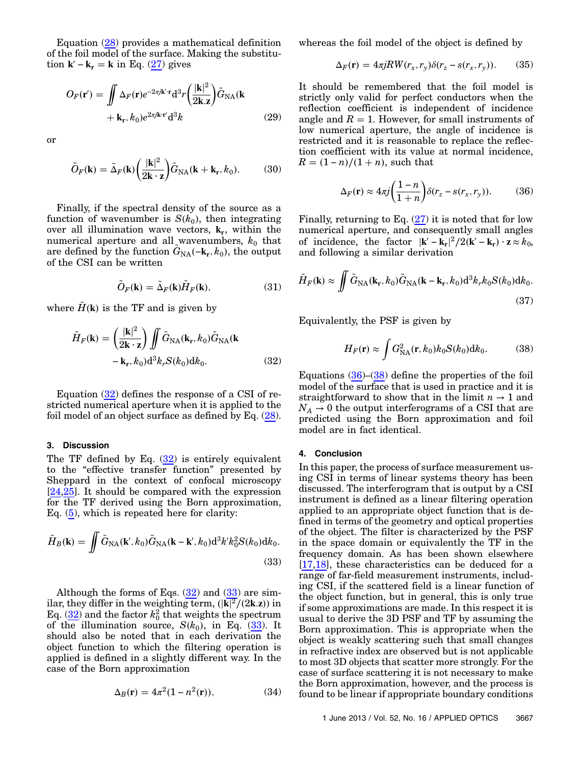Equation (28) provides a mathematical definition of the foil model of the surface. Making the substitution $\mathbf{k}' - \mathbf{k_r} = \mathbf{k}$ in Eq. (27) gives

$$O_F(\mathbf{r}') = \iint \Delta_F(\mathbf{r}) e^{-2\pi j \mathbf{k}\cdot\mathbf{r}} \mathrm{d}^3 r \left(\frac{|\mathbf{k}|^2}{2\mathbf{k}.\mathbf{z}}\right) \tilde{G}_{\mathrm{NA}}(\mathbf{k} + \mathbf{k_r}, k_0) e^{2\pi j \mathbf{k}\cdot\mathbf{r}'} \mathrm{d}^3 k \tag{29}$$

or

$$\tilde{O}_F(\mathbf{k}) = \tilde{\Delta}_F(\mathbf{k}) \left(\frac{|\mathbf{k}|^2}{2\mathbf{k}\cdot\mathbf{z}}\right) \tilde{G}_{\mathrm{NA}}(\mathbf{k} + \mathbf{k_r}, k_0). \tag{30}$$

Finally, if the spectral density of the source as a function of wavenumber is $S(k_0)$, then integrating over all illumination wave vectors, $\mathbf{k_r}$, within the numerical aperture and all wavenumbers, $k_0$ that are defined by the function $\tilde{G}_{\mathrm{NA}}(-\mathbf{k_r}, k_0)$, the output of the CSI can be written

$$\tilde{O}_F(\mathbf{k}) = \tilde{\Delta}_F(\mathbf{k}) \tilde{H}_F(\mathbf{k}), \tag{31}$$

where $\tilde{H}(\mathbf{k})$ is the TF and is given by

$$\tilde{H}_F(\mathbf{k}) = \left(\frac{|\mathbf{k}|^2}{2\mathbf{k}\cdot\mathbf{z}}\right) \iint \tilde{G}_{\mathrm{NA}}(\mathbf{k_r}, k_0) \tilde{G}_{\mathrm{NA}}(\mathbf{k} - \mathbf{k_r}, k_0) \mathrm{d}^3 k_r S(k_0) \mathrm{d}k_0. \tag{32}$$

Equation (32) defines the response of a CSI of restricted numerical aperture when it is applied to the foil model of an object surface as defined by Eq. (28).

## 3. Discussion

The TF defined by Eq. (32) is entirely equivalent to the "effective transfer function" presented by Sheppard in the context of confocal microscopy [24,25]. It should be compared with the expression for the TF derived using the Born approximation, Eq. (5), which is repeated here for clarity:

$$\tilde{H}_B(\mathbf{k}) = \iint \tilde{G}_{\mathrm{NA}}(\mathbf{k}', k_0) \tilde{G}_{\mathrm{NA}}(\mathbf{k} - \mathbf{k}', k_0) \mathrm{d}^3 k' k_0^2 S(k_0) \mathrm{d}k_0. \tag{33}$$

Although the forms of Eqs. (32) and (33) are similar, they differ in the weighting term, $(|\mathbf{k}|^2/(2\mathbf{k}.\mathbf{z}))$ in Eq. (32) and the factor $k_0^2$ that weights the spectrum of the illumination source, $S(k_0)$, in Eq. (33). It should also be noted that in each derivation the object function to which the filtering operation is applied is defined in a slightly different way. In the case of the Born approximation

$$\Delta_B(\mathbf{r}) = 4\pi^2(1 - n^2(\mathbf{r})), \tag{34}$$

whereas the foil model of the object is defined by

$$\Delta_F(\mathbf{r}) = 4\pi j R W(r_x, r_y) \delta(r_z - s(r_x, r_y)). \tag{35}$$

It should be remembered that the foil model is strictly only valid for perfect conductors when the reflection coefficient is independent of incidence angle and $R = 1$. However, for small instruments of low numerical aperture, the angle of incidence is restricted and it is reasonable to replace the reflection coefficient with its value at normal incidence, $R = (1 - n)/(1 + n)$, such that

$$\Delta_F(\mathbf{r}) \approx 4\pi j \left(\frac{1 - n}{1 + n}\right) \delta(r_z - s(r_x, r_y)). \tag{36}$$

Finally, returning to Eq. (27) it is noted that for low numerical aperture, and consequently small angles of incidence, the factor $|\mathbf{k}' - \mathbf{k_r}|^2 / 2(\mathbf{k}' - \mathbf{k_r}) \cdot \mathbf{z} \approx k_0$, and following a similar derivation

$$\tilde{H}_F(\mathbf{k}) \approx \iint \tilde{G}_{\mathrm{NA}}(\mathbf{k_r}, k_0) \tilde{G}_{\mathrm{NA}}(\mathbf{k} - \mathbf{k_r}, k_0) \mathrm{d}^3 k_r k_0 S(k_0) \mathrm{d}k_0. \tag{37}$$

Equivalently, the PSF is given by

$$H_F(\mathbf{r}) \approx \int G_{\mathrm{NA}}^2(\mathbf{r}, k_0) k_0 S(k_0) \mathrm{d}k_0. \tag{38}$$

Equations (36)–(38) define the properties of the foil model of the surface that is used in practice and it is straightforward to show that in the limit $n \to 1$ and $N_A \to 0$ the output interferograms of a CSI that are predicted using the Born approximation and foil model are in fact identical.

## 4. Conclusion

In this paper, the process of surface measurement using CSI in terms of linear systems theory has been discussed. The interferogram that is output by a CSI instrument is defined as a linear filtering operation applied to an appropriate object function that is defined in terms of the geometry and optical properties of the object. The filter is characterized by the PSF in the space domain or equivalently the TF in the frequency domain. As has been shown elsewhere [17,18], these characteristics can be deduced for a range of far-field measurement instruments, including CSI, if the scattered field is a linear function of the object function, but in general, this is only true if some approximations are made. In this respect it is usual to derive the 3D PSF and TF by assuming the Born approximation. This is appropriate when the object is weakly scattering such that small changes in refractive index are observed but is not applicable to most 3D objects that scatter more strongly. For the case of surface scattering it is not necessary to make the Born approximation, however, and the process is found to be linear if appropriate boundary conditions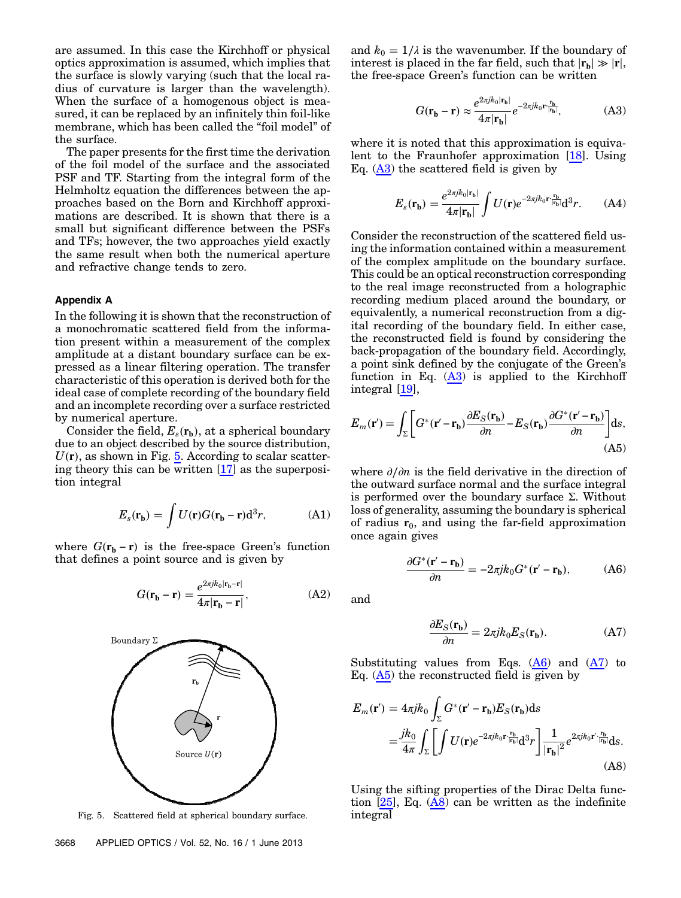are assumed. In this case the Kirchhoff or physical optics approximation is assumed, which implies that the surface is slowly varying (such that the local radius of curvature is larger than the wavelength). When the surface of a homogenous object is measured, it can be replaced by an infinitely thin foil-like membrane, which has been called the "foil model" of the surface.

The paper presents for the first time the derivation of the foil model of the surface and the associated PSF and TF. Starting from the integral form of the Helmholtz equation the differences between the approaches based on the Born and Kirchhoff approximations are described. It is shown that there is a small but significant difference between the PSFs and TFs; however, the two approaches yield exactly the same result when both the numerical aperture and refractive change tends to zero.

## Appendix A

In the following it is shown that the reconstruction of a monochromatic scattered field from the information present within a measurement of the complex amplitude at a distant boundary surface can be expressed as a linear filtering operation. The transfer characteristic of this operation is derived both for the ideal case of complete recording of the boundary field and an incomplete recording over a surface restricted by numerical aperture.

Consider the field, $E_s(\mathbf{r_b})$, at a spherical boundary due to an object described by the source distribution, $U(\mathbf{r})$, as shown in Fig. 5. According to scalar scattering theory this can be written [17] as the superposition integral

$$E_s(\mathbf{r_b}) = \int U(\mathbf{r}) G(\mathbf{r_b} - \mathbf{r}) \mathrm{d}^3 r, \tag{A1}$$

where $G(\mathbf{r_b} - \mathbf{r})$ is the free-space Green's function that defines a point source and is given by

$$G(\mathbf{r_b} - \mathbf{r}) = \frac{e^{2\pi j k_0 |\mathbf{r_b} - \mathbf{r}|}}{4\pi |\mathbf{r_b} - \mathbf{r}|}, \tag{A2}$$

Fig. 5. Scattered field at spherical boundary surface.

and $k_0 = 1/\lambda$ is the wavenumber. If the boundary of interest is placed in the far field, such that $|\mathbf{r_b}| \gg |\mathbf{r}|$, the free-space Green's function can be written

$$G(\mathbf{r_b} - \mathbf{r}) \approx \frac{e^{2\pi j k_0 |\mathbf{r_b}|}}{4\pi |\mathbf{r_b}|} e^{-2\pi j k_0 \mathbf{r} \cdot \frac{\mathbf{r_b}}{|\mathbf{r_b}|}}, \tag{A3}$$

where it is noted that this approximation is equivalent to the Fraunhofer approximation [18]. Using Eq. (A3) the scattered field is given by

$$E_s(\mathbf{r_b}) = \frac{e^{2\pi j k_0 |\mathbf{r_b}|}}{4\pi |\mathbf{r_b}|} \int U(\mathbf{r}) e^{-2\pi j k_0 \mathbf{r} \cdot \frac{\mathbf{r_b}}{|\mathbf{r_b}|}} \mathrm{d}^3 r. \tag{A4}$$

Consider the reconstruction of the scattered field using the information contained within a measurement of the complex amplitude on the boundary surface. This could be an optical reconstruction corresponding to the real image reconstructed from a holographic recording medium placed around the boundary, or equivalently, a numerical reconstruction from a digital recording of the boundary field. In either case, the reconstructed field is found by considering the back-propagation of the boundary field. Accordingly, a point sink defined by the conjugate of the Green's function in Eq. (A3) is applied to the Kirchhoff integral [19],

$$E_m(\mathbf{r}') = \int_\Sigma \left[ G^*(\mathbf{r}' - \mathbf{r_b}) \frac{\partial E_S(\mathbf{r_b})}{\partial n} - E_S(\mathbf{r_b}) \frac{\partial G^*(\mathbf{r}' - \mathbf{r_b})}{\partial n} \right] \mathrm{d}s, \tag{A5}$$

where $\partial/\partial n$ is the field derivative in the direction of the outward surface normal and the surface integral is performed over the boundary surface $\Sigma$. Without loss of generality, assuming the boundary is spherical of radius $\mathbf{r}_0$, and using the far-field approximation once again gives

$$\frac{\partial G^*(\mathbf{r}' - \mathbf{r_b})}{\partial n} = -2\pi j k_0 G^*(\mathbf{r}' - \mathbf{r_b}), \tag{A6}$$

and

$$\frac{\partial E_S(\mathbf{r_b})}{\partial n} = 2\pi j k_0 E_S(\mathbf{r_b}). \tag{A7}$$

Substituting values from Eqs. (A6) and (A7) to Eq. (A5) the reconstructed field is given by

$$\begin{aligned} E_m(\mathbf{r}') &= 4\pi j k_0 \int_\Sigma G^*(\mathbf{r}' - \mathbf{r_b}) E_S(\mathbf{r_b}) \mathrm{d}s \\ &= \frac{j k_0}{4\pi} \int_\Sigma \left[ \int U(\mathbf{r}) e^{-2\pi j k_0 \mathbf{r} \cdot \frac{\mathbf{r_b}}{|\mathbf{r_b}|}} \mathrm{d}^3 r \right] \frac{1}{|\mathbf{r_b}|^2} e^{2\pi j k_0 \mathbf{r}' \cdot \frac{\mathbf{r_b}}{|\mathbf{r_b}|}} \mathrm{d}s. \end{aligned} \tag{A8}$$

Using the sifting properties of the Dirac Delta function [25], Eq. (A8) can be written as the indefinite integral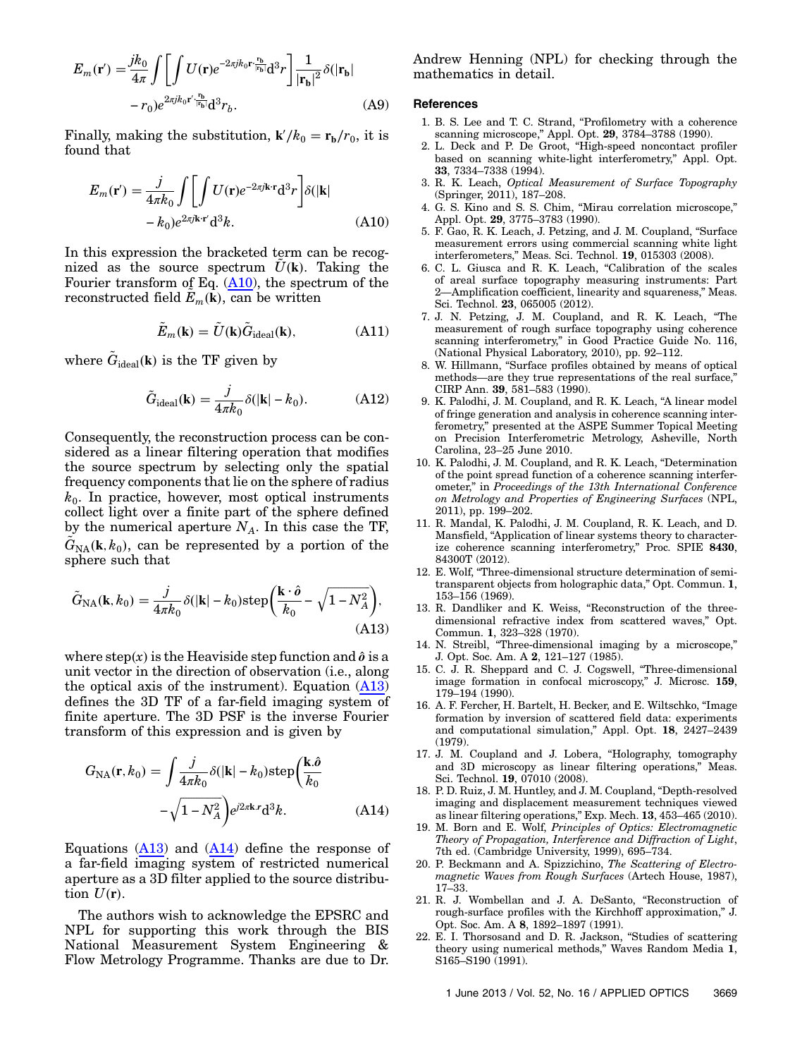$$E_m(\mathbf{r}') = \frac{jk_0}{4\pi} \int \left[ \int U(\mathbf{r}) e^{-2\pi j k_0 \mathbf{r} \cdot \frac{\mathbf{r_b}}{|\mathbf{r_b}|}} \mathrm{d}^3 r \right] \frac{1}{|\mathbf{r_b}|^2} \delta(|\mathbf{r_b}| - r_0) e^{2\pi j k_0 \mathbf{r}' \cdot \frac{\mathbf{r_b}}{|\mathbf{r_b}|}} \mathrm{d}^3 r_b. \tag{A9}$$

Finally, making the substitution, $\mathbf{k}'/k_0 = \mathbf{r_b}/r_0$, it is found that

$$E_m(\mathbf{r}') = \frac{j}{4\pi k_0} \int \left[ \int U(\mathbf{r}) e^{-2\pi j \mathbf{k} \cdot \mathbf{r}} \mathrm{d}^3 r \right] \delta(|\mathbf{k}| - k_0) e^{2\pi j \mathbf{k} \cdot \mathbf{r}'} \mathrm{d}^3 k. \tag{A10}$$

In this expression the bracketed term can be recognized as the source spectrum $\tilde{U}(\mathbf{k})$. Taking the Fourier transform of Eq. (A10), the spectrum of the reconstructed field $\tilde{E}_m(\mathbf{k})$, can be written

$$\tilde{E}_m(\mathbf{k}) = \tilde{U}(\mathbf{k}) \tilde{G}_{\mathrm{ideal}}(\mathbf{k}), \tag{A11}$$

where $\tilde{G}_{\mathrm{ideal}}(\mathbf{k})$ is the TF given by

$$\tilde{G}_{\mathrm{ideal}}(\mathbf{k}) = \frac{j}{4\pi k_0} \delta(|\mathbf{k}| - k_0). \tag{A12}$$

Consequently, the reconstruction process can be considered as a linear filtering operation that modifies the source spectrum by selecting only the spatial frequency components that lie on the sphere of radius $k_0$. In practice, however, most optical instruments collect light over a finite part of the sphere defined by the numerical aperture $N_A$. In this case the TF, $\tilde{G}_{\mathrm{NA}}(\mathbf{k}, k_0)$, can be represented by a portion of the sphere such that

$$\tilde{G}_{\mathrm{NA}}(\mathbf{k}, k_0) = \frac{j}{4\pi k_0} \delta(|\mathbf{k}| - k_0) \mathrm{step}\left( \frac{\mathbf{k} \cdot \hat{\boldsymbol{o}}}{k_0} - \sqrt{1 - N_A^2} \right), \tag{A13}$$

where $\mathrm{step}(x)$ is the Heaviside step function and $\hat{\boldsymbol{o}}$ is a unit vector in the direction of observation (i.e., along the optical axis of the instrument). Equation (A13) defines the 3D TF of a far-field imaging system of finite aperture. The 3D PSF is the inverse Fourier transform of this expression and is given by

$$G_{\mathrm{NA}}(\mathbf{r}, k_0) = \int \frac{j}{4\pi k_0} \delta(|\mathbf{k}| - k_0) \mathrm{step}\left( \frac{\mathbf{k} . \hat{\boldsymbol{o}}}{k_0} - \sqrt{1 - N_A^2} \right) e^{j2\pi \mathbf{k} . \mathbf{r}} \mathrm{d}^3 k. \tag{A14}$$

Equations (A13) and (A14) define the response of a far-field imaging system of restricted numerical aperture as a 3D filter applied to the source distribution $U(\mathbf{r})$.

The authors wish to acknowledge the EPSRC and NPL for supporting this work through the BIS National Measurement System Engineering & Flow Metrology Programme. Thanks are due to Dr. Andrew Henning (NPL) for checking through the mathematics in detail.

## References

1. B. S. Lee and T. C. Strand, "Profilometry with a coherence scanning microscope," Appl. Opt. **29**, 3784–3788 (1990).
2. L. Deck and P. De Groot, "High-speed noncontact profiler based on scanning white-light interferometry," Appl. Opt. **33**, 7334–7338 (1994).
3. R. K. Leach, *Optical Measurement of Surface Topography* (Springer, 2011), 187–208.
4. G. S. Kino and S. S. Chim, "Mirau correlation microscope," Appl. Opt. **29**, 3775–3783 (1990).
5. F. Gao, R. K. Leach, J. Petzing, and J. M. Coupland, "Surface measurement errors using commercial scanning white light interferometers," Meas. Sci. Technol. **19**, 015303 (2008).
6. C. L. Giusca and R. K. Leach, "Calibration of the scales of areal surface topography measuring instruments: Part 2—Amplification coefficient, linearity and squareness," Meas. Sci. Technol. **23**, 065005 (2012).
7. J. N. Petzing, J. M. Coupland, and R. K. Leach, "The measurement of rough surface topography using coherence scanning interferometry," in Good Practice Guide No. 116, (National Physical Laboratory, 2010), pp. 92–112.
8. W. Hillmann, "Surface profiles obtained by means of optical methods—are they true representations of the real surface," CIRP Ann. **39**, 581–583 (1990).
9. K. Palodhi, J. M. Coupland, and R. K. Leach, "A linear model of fringe generation and analysis in coherence scanning interferometry," presented at the ASPE Summer Topical Meeting on Precision Interferometric Metrology, Asheville, North Carolina, 23–25 June 2010.
10. K. Palodhi, J. M. Coupland, and R. K. Leach, "Determination of the point spread function of a coherence scanning interferometer," in *Proceedings of the 13th International Conference on Metrology and Properties of Engineering Surfaces* (NPL, 2011), pp. 199–202.
11. R. Mandal, K. Palodhi, J. M. Coupland, R. K. Leach, and D. Mansfield, "Application of linear systems theory to characterize coherence scanning interferometry," Proc. SPIE **8430**, 84300T (2012).
12. E. Wolf, "Three-dimensional structure determination of semi-transparent objects from holographic data," Opt. Commun. **1**, 153–156 (1969).
13. R. Dandliker and K. Weiss, "Reconstruction of the three-dimensional refractive index from scattered waves," Opt. Commun. **1**, 323–328 (1970).
14. N. Streibl, "Three-dimensional imaging by a microscope," J. Opt. Soc. Am. A **2**, 121–127 (1985).
15. C. J. R. Sheppard and C. J. Cogswell, "Three-dimensional image formation in confocal microscopy," J. Microsc. **159**, 179–194 (1990).
16. A. F. Fercher, H. Bartelt, H. Becker, and E. Wiltschko, "Image formation by inversion of scattered field data: experiments and computational simulation," Appl. Opt. **18**, 2427–2439 (1979).
17. J. M. Coupland and J. Lobera, "Holography, tomography and 3D microscopy as linear filtering operations," Meas. Sci. Technol. **19**, 07010 (2008).
18. P. D. Ruiz, J. M. Huntley, and J. M. Coupland, "Depth-resolved imaging and displacement measurement techniques viewed as linear filtering operations," Exp. Mech. **13**, 453–465 (2010).
19. M. Born and E. Wolf, *Principles of Optics: Electromagnetic Theory of Propagation, Interference and Diffraction of Light*, 7th ed. (Cambridge University, 1999), 695–734.
20. P. Beckmann and A. Spizzichino, *The Scattering of Electromagnetic Waves from Rough Surfaces* (Artech House, 1987), 17–33.
21. R. J. Wombellan and J. A. DeSanto, "Reconstruction of rough-surface profiles with the Kirchhoff approximation," J. Opt. Soc. Am. A **8**, 1892–1897 (1991).
22. E. I. Thorsosand and D. R. Jackson, "Studies of scattering theory using numerical methods," Waves Random Media **1**, S165–S190 (1991).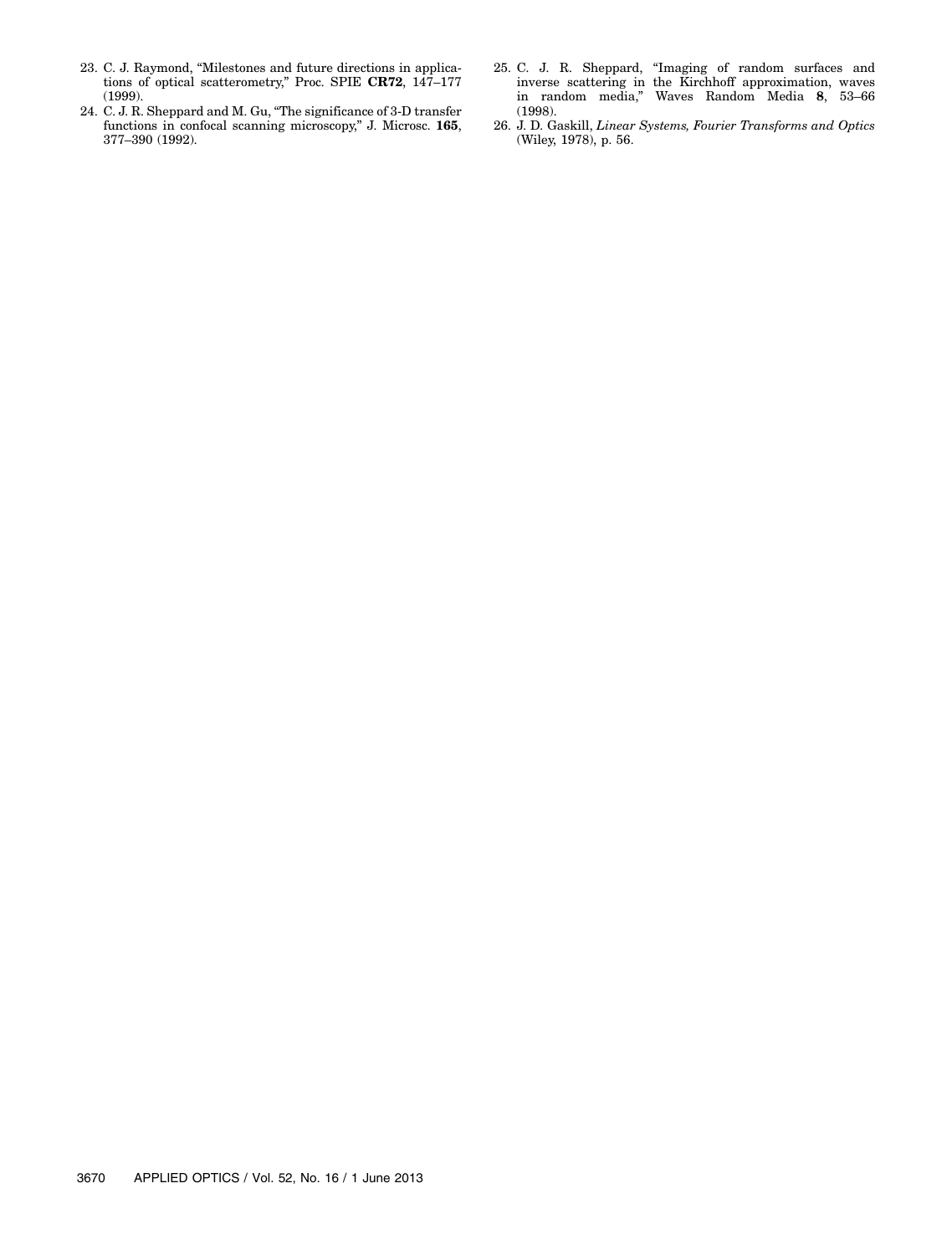23. C. J. Raymond, "Milestones and future directions in applications of optical scatterometry," Proc. SPIE **CR72**, 147–177 (1999).
24. C. J. R. Sheppard and M. Gu, "The significance of 3-D transfer functions in confocal scanning microscopy," J. Microsc. **165**, 377–390 (1992).
25. C. J. R. Sheppard, "Imaging of random surfaces and inverse scattering in the Kirchhoff approximation, waves in random media," Waves Random Media **8**, 53–66 (1998).
26. J. D. Gaskill, *Linear Systems, Fourier Transforms and Optics* (Wiley, 1978), p. 56.